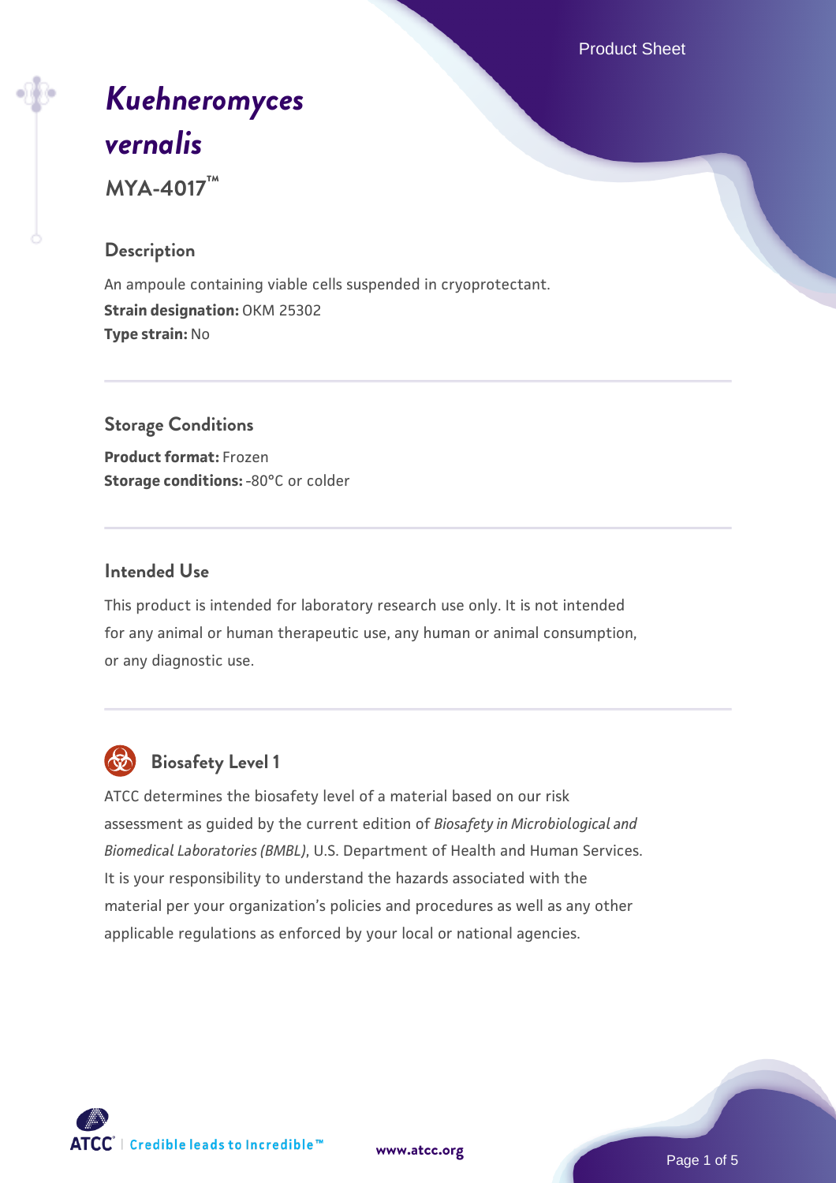# *Kuehneromyces vernalis*

**MYA-4017™**

## Description

An ampoule containing viable cells suspended in cryoprotectant.

**Strain designation:** OKM 25302

**Type strain:** No

## Storage Conditions

**Product format:** Frozen

**Storage conditions:** -80°C or colder

## Intended Use

This product is intended for laboratory research use only. It is not intended for any animal or human therapeutic use, any human or animal consumption, or any diagnostic use.

## Biosafety Level 1

ATCC determines the biosafety level of a material based on our risk assessment as guided by the current edition of *Biosafety in Microbiological and Biomedical Laboratories (BMBL)*, U.S. Department of Health and Human Services. It is your responsibility to understand the hazards associated with the material per your organization's policies and procedures as well as any other applicable regulations as enforced by your local or national agencies.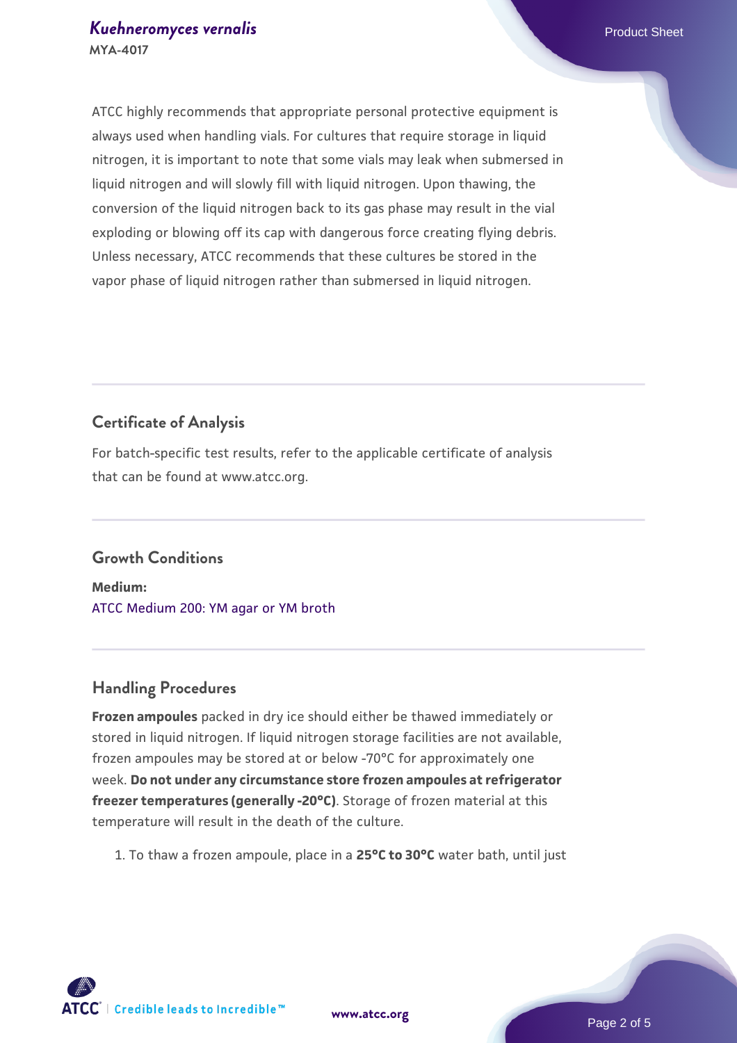ATCC highly recommends that appropriate personal protective equipment is always used when handling vials. For cultures that require storage in liquid nitrogen, it is important to note that some vials may leak when submersed in liquid nitrogen and will slowly fill with liquid nitrogen. Upon thawing, the conversion of the liquid nitrogen back to its gas phase may result in the vial exploding or blowing off its cap with dangerous force creating flying debris. Unless necessary, ATCC recommends that these cultures be stored in the vapor phase of liquid nitrogen rather than submersed in liquid nitrogen.

## Certificate of Analysis

For batch-specific test results, refer to the applicable certificate of analysis that can be found at www.atcc.org.

## Growth Conditions

**Medium:**
ATCC Medium 200: YM agar or YM broth

## Handling Procedures

**Frozen ampoules** packed in dry ice should either be thawed immediately or stored in liquid nitrogen. If liquid nitrogen storage facilities are not available, frozen ampoules may be stored at or below -70°C for approximately one week. **Do not under any circumstance store frozen ampoules at refrigerator freezer temperatures (generally -20°C)**. Storage of frozen material at this temperature will result in the death of the culture.

1. To thaw a frozen ampoule, place in a **25°C to 30°C** water bath, until just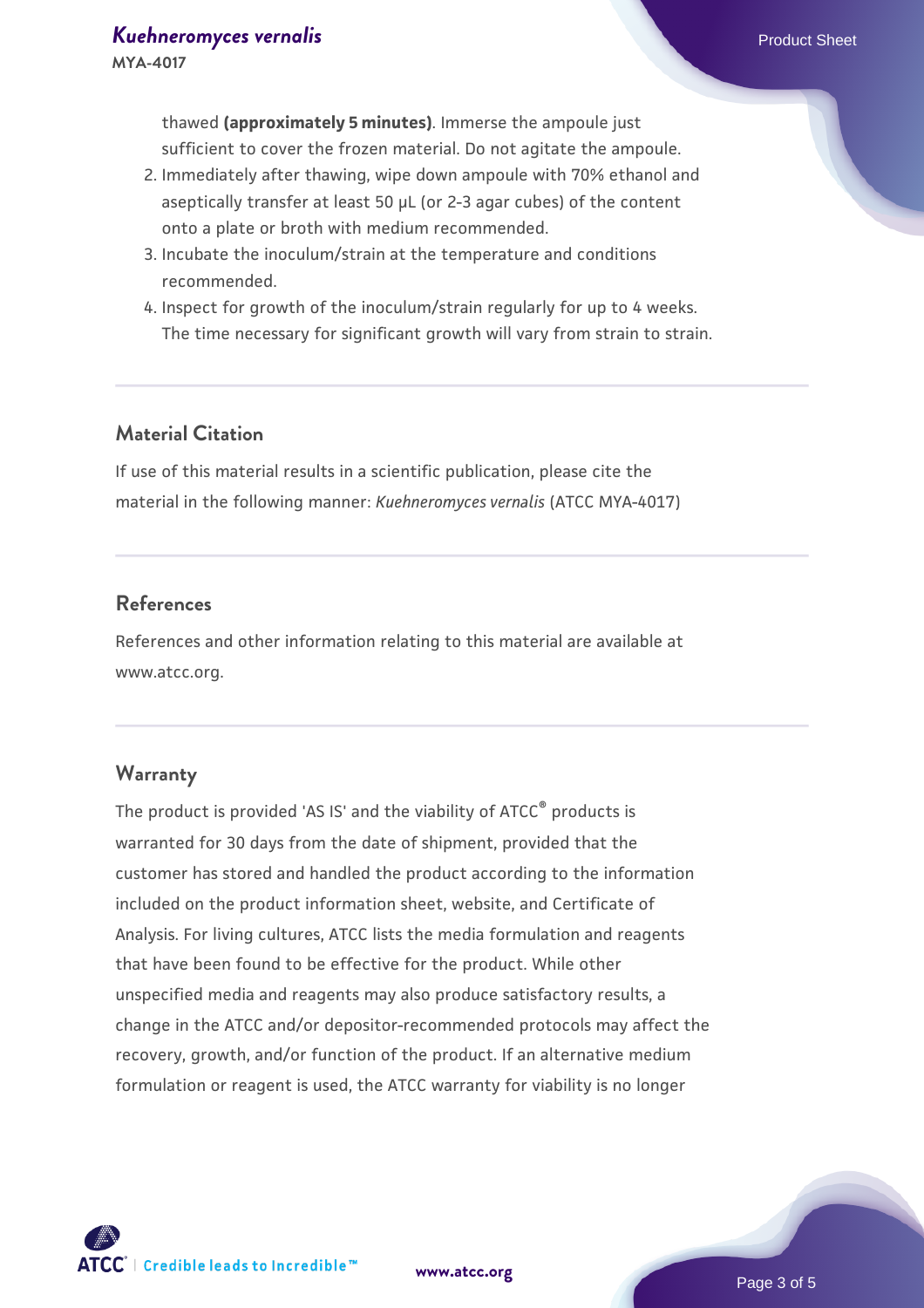thawed **(approximately 5 minutes)**. Immerse the ampoule just sufficient to cover the frozen material. Do not agitate the ampoule.

2. Immediately after thawing, wipe down ampoule with 70% ethanol and aseptically transfer at least 50 µL (or 2-3 agar cubes) of the content onto a plate or broth with medium recommended.
3. Incubate the inoculum/strain at the temperature and conditions recommended.
4. Inspect for growth of the inoculum/strain regularly for up to 4 weeks. The time necessary for significant growth will vary from strain to strain.

## Material Citation

If use of this material results in a scientific publication, please cite the material in the following manner: *Kuehneromyces vernalis* (ATCC MYA-4017)

## References

References and other information relating to this material are available at www.atcc.org.

## Warranty

The product is provided 'AS IS' and the viability of ATCC® products is warranted for 30 days from the date of shipment, provided that the customer has stored and handled the product according to the information included on the product information sheet, website, and Certificate of Analysis. For living cultures, ATCC lists the media formulation and reagents that have been found to be effective for the product. While other unspecified media and reagents may also produce satisfactory results, a change in the ATCC and/or depositor-recommended protocols may affect the recovery, growth, and/or function of the product. If an alternative medium formulation or reagent is used, the ATCC warranty for viability is no longer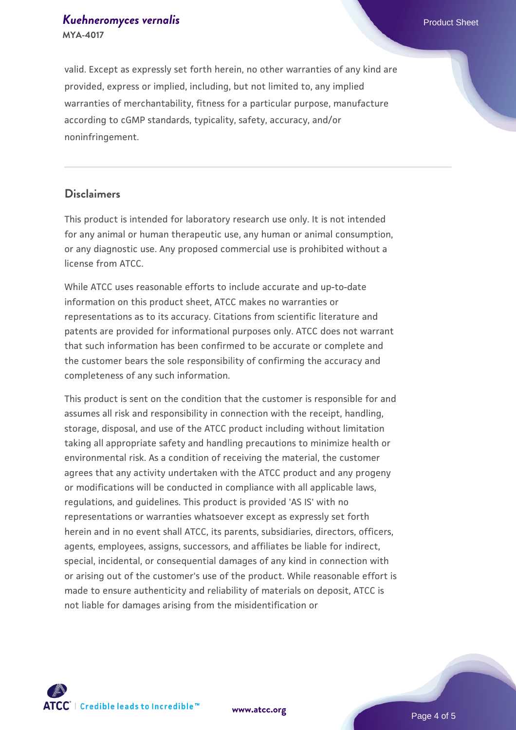valid. Except as expressly set forth herein, no other warranties of any kind are provided, express or implied, including, but not limited to, any implied warranties of merchantability, fitness for a particular purpose, manufacture according to cGMP standards, typicality, safety, accuracy, and/or noninfringement.

## Disclaimers

This product is intended for laboratory research use only. It is not intended for any animal or human therapeutic use, any human or animal consumption, or any diagnostic use. Any proposed commercial use is prohibited without a license from ATCC.

While ATCC uses reasonable efforts to include accurate and up-to-date information on this product sheet, ATCC makes no warranties or representations as to its accuracy. Citations from scientific literature and patents are provided for informational purposes only. ATCC does not warrant that such information has been confirmed to be accurate or complete and the customer bears the sole responsibility of confirming the accuracy and completeness of any such information.

This product is sent on the condition that the customer is responsible for and assumes all risk and responsibility in connection with the receipt, handling, storage, disposal, and use of the ATCC product including without limitation taking all appropriate safety and handling precautions to minimize health or environmental risk. As a condition of receiving the material, the customer agrees that any activity undertaken with the ATCC product and any progeny or modifications will be conducted in compliance with all applicable laws, regulations, and guidelines. This product is provided 'AS IS' with no representations or warranties whatsoever except as expressly set forth herein and in no event shall ATCC, its parents, subsidiaries, directors, officers, agents, employees, assigns, successors, and affiliates be liable for indirect, special, incidental, or consequential damages of any kind in connection with or arising out of the customer's use of the product. While reasonable effort is made to ensure authenticity and reliability of materials on deposit, ATCC is not liable for damages arising from the misidentification or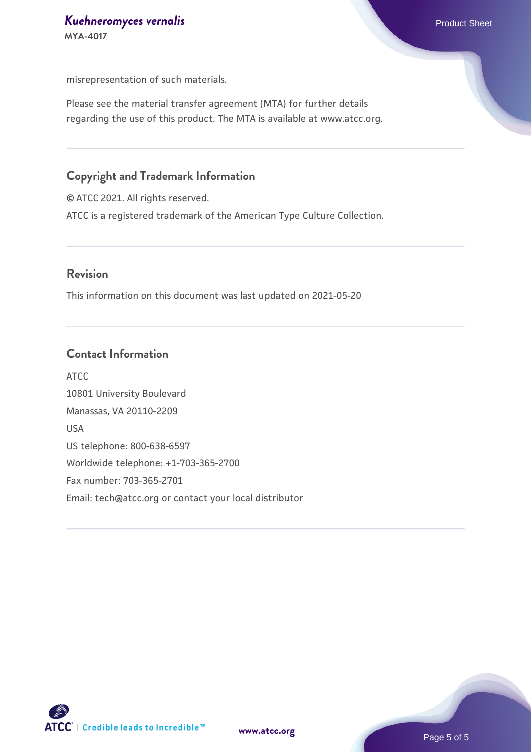misrepresentation of such materials.

Please see the material transfer agreement (MTA) for further details regarding the use of this product. The MTA is available at www.atcc.org.

## Copyright and Trademark Information

© ATCC 2021. All rights reserved.

ATCC is a registered trademark of the American Type Culture Collection.

## Revision

This information on this document was last updated on 2021-05-20

## Contact Information

ATCC
10801 University Boulevard
Manassas, VA 20110-2209
USA
US telephone: 800-638-6597
Worldwide telephone: +1-703-365-2700
Fax number: 703-365-2701
Email: tech@atcc.org or contact your local distributor